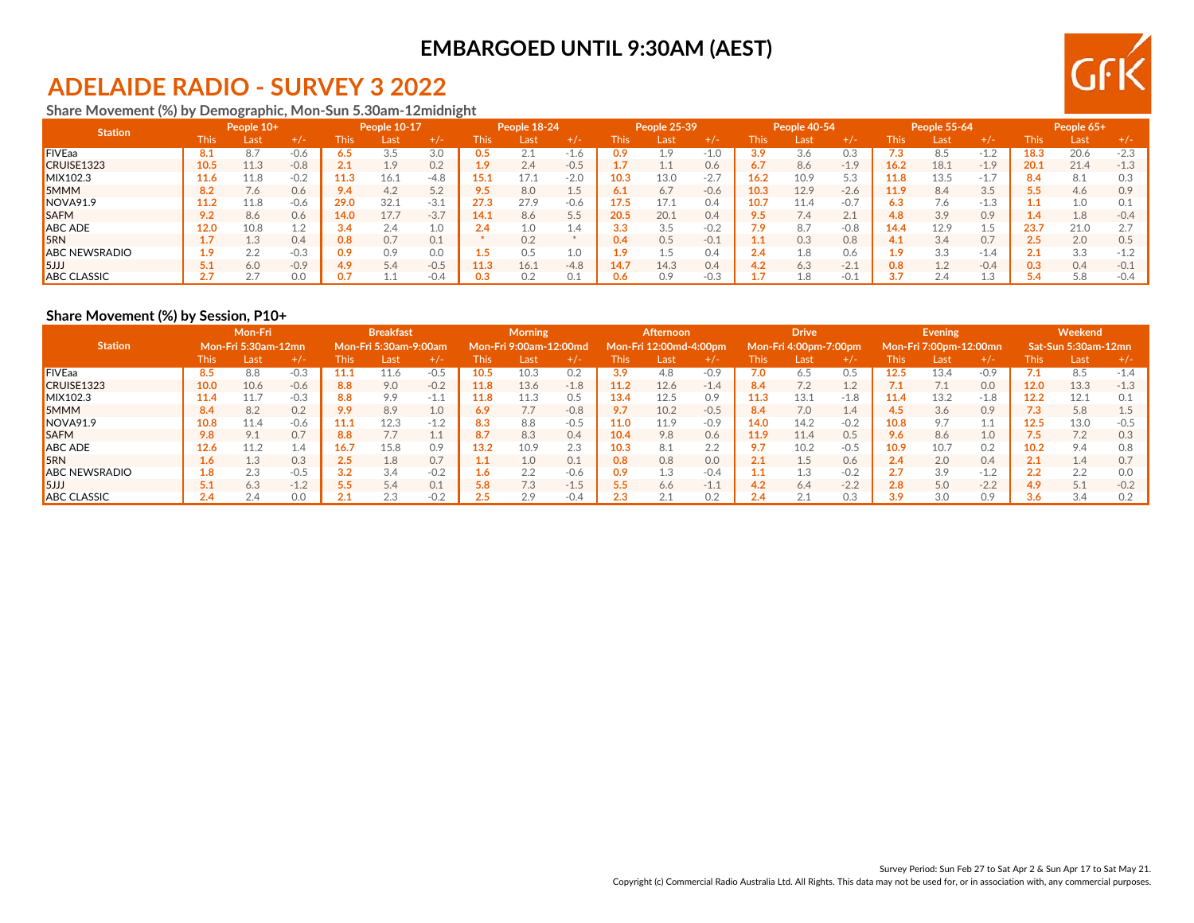**EMBARGOED UNTIL 9:30AM (AEST)**

# ADELAIDE RADIO - SURVEY 3 2022

### Share Movement (%) by Demographic, Mon-Sun 5.30am-12midnight

| Station | People 10+ | | | People 10-17 | | | People 18-24 | | | People 25-39 | | | People 40-54 | | | People 55-64 | | | People 65+ | | |
|---|---|---|---|---|---|---|---|---|---|---|---|---|---|---|---|---|---|---|---|---|---|
| | This | Last | +/- | This | Last | +/- | This | Last | +/- | This | Last | +/- | This | Last | +/- | This | Last | +/- | This | Last | +/- |
| FIVEaa | **8.1** | 8.7 | -0.6 | **6.5** | 3.5 | 3.0 | **0.5** | 2.1 | -1.6 | **0.9** | 1.9 | -1.0 | **3.9** | 3.6 | 0.3 | **7.3** | 8.5 | -1.2 | **18.3** | 20.6 | -2.3 |
| CRUISE1323 | **10.5** | 11.3 | -0.8 | **2.1** | 1.9 | 0.2 | **1.9** | 2.4 | -0.5 | **1.7** | 1.1 | 0.6 | **6.7** | 8.6 | -1.9 | **16.2** | 18.1 | -1.9 | **20.1** | 21.4 | -1.3 |
| MIX102.3 | **11.6** | 11.8 | -0.2 | **11.3** | 16.1 | -4.8 | **15.1** | 17.1 | -2.0 | **10.3** | 13.0 | -2.7 | **16.2** | 10.9 | 5.3 | **11.8** | 13.5 | -1.7 | **8.4** | 8.1 | 0.3 |
| 5MMM | **8.2** | 7.6 | 0.6 | **9.4** | 4.2 | 5.2 | **9.5** | 8.0 | 1.5 | **6.1** | 6.7 | -0.6 | **10.3** | 12.9 | -2.6 | **11.9** | 8.4 | 3.5 | **5.5** | 4.6 | 0.9 |
| NOVA91.9 | **11.2** | 11.8 | -0.6 | **29.0** | 32.1 | -3.1 | **27.3** | 27.9 | -0.6 | **17.5** | 17.1 | 0.4 | **10.7** | 11.4 | -0.7 | **6.3** | 7.6 | -1.3 | **1.1** | 1.0 | 0.1 |
| SAFM | **9.2** | 8.6 | 0.6 | **14.0** | 17.7 | -3.7 | **14.1** | 8.6 | 5.5 | **20.5** | 20.1 | 0.4 | **9.5** | 7.4 | 2.1 | **4.8** | 3.9 | 0.9 | **1.4** | 1.8 | -0.4 |
| ABC ADE | **12.0** | 10.8 | 1.2 | **3.4** | 2.4 | 1.0 | **2.4** | 1.0 | 1.4 | **3.3** | 3.5 | -0.2 | **7.9** | 8.7 | -0.8 | **14.4** | 12.9 | 1.5 | **23.7** | 21.0 | 2.7 |
| 5RN | **1.7** | 1.3 | 0.4 | **0.8** | 0.7 | 0.1 | * | 0.2 | * | **0.4** | 0.5 | -0.1 | **1.1** | 0.3 | 0.8 | **4.1** | 3.4 | 0.7 | **2.5** | 2.0 | 0.5 |
| ABC NEWSRADIO | **1.9** | 2.2 | -0.3 | **0.9** | 0.9 | 0.0 | **1.5** | 0.5 | 1.0 | **1.9** | 1.5 | 0.4 | **2.4** | 1.8 | 0.6 | **1.9** | 3.3 | -1.4 | **2.1** | 3.3 | -1.2 |
| 5JJJ | **5.1** | 6.0 | -0.9 | **4.9** | 5.4 | -0.5 | **11.3** | 16.1 | -4.8 | **14.7** | 14.3 | 0.4 | **4.2** | 6.3 | -2.1 | **0.8** | 1.2 | -0.4 | **0.3** | 0.4 | -0.1 |
| ABC CLASSIC | **2.7** | 2.7 | 0.0 | **0.7** | 1.1 | -0.4 | **0.3** | 0.2 | 0.1 | **0.6** | 0.9 | -0.3 | **1.7** | 1.8 | -0.1 | **3.7** | 2.4 | 1.3 | **5.4** | 5.8 | -0.4 |

### Share Movement (%) by Session, P10+

| Station | Mon-Fri Mon-Fri 5:30am-12mn | | | Breakfast Mon-Fri 5:30am-9:00am | | | Morning Mon-Fri 9:00am-12:00md | | | Afternoon Mon-Fri 12:00md-4:00pm | | | Drive Mon-Fri 4:00pm-7:00pm | | | Evening Mon-Fri 7:00pm-12:00mn | | | Weekend Sat-Sun 5:30am-12mn | | |
|---|---|---|---|---|---|---|---|---|---|---|---|---|---|---|---|---|---|---|---|---|---|
| | This | Last | +/- | This | Last | +/- | This | Last | +/- | This | Last | +/- | This | Last | +/- | This | Last | +/- | This | Last | +/- |
| FIVEaa | **8.5** | 8.8 | -0.3 | **11.1** | 11.6 | -0.5 | **10.5** | 10.3 | 0.2 | **3.9** | 4.8 | -0.9 | **7.0** | 6.5 | 0.5 | **12.5** | 13.4 | -0.9 | **7.1** | 8.5 | -1.4 |
| CRUISE1323 | **10.0** | 10.6 | -0.6 | **8.8** | 9.0 | -0.2 | **11.8** | 13.6 | -1.8 | **11.2** | 12.6 | -1.4 | **8.4** | 7.2 | 1.2 | **7.1** | 7.1 | 0.0 | **12.0** | 13.3 | -1.3 |
| MIX102.3 | **11.4** | 11.7 | -0.3 | **8.8** | 9.9 | -1.1 | **11.8** | 11.3 | 0.5 | **13.4** | 12.5 | 0.9 | **11.3** | 13.1 | -1.8 | **11.4** | 13.2 | -1.8 | **12.2** | 12.1 | 0.1 |
| 5MMM | **8.4** | 8.2 | 0.2 | **9.9** | 8.9 | 1.0 | **6.9** | 7.7 | -0.8 | **9.7** | 10.2 | -0.5 | **8.4** | 7.0 | 1.4 | **4.5** | 3.6 | 0.9 | **7.3** | 5.8 | 1.5 |
| NOVA91.9 | **10.8** | 11.4 | -0.6 | **11.1** | 12.3 | -1.2 | **8.3** | 8.8 | -0.5 | **11.0** | 11.9 | -0.9 | **14.0** | 14.2 | -0.2 | **10.8** | 9.7 | 1.1 | **12.5** | 13.0 | -0.5 |
| SAFM | **9.8** | 9.1 | 0.7 | **8.8** | 7.7 | 1.1 | **8.7** | 8.3 | 0.4 | **10.4** | 9.8 | 0.6 | **11.9** | 11.4 | 0.5 | **9.6** | 8.6 | 1.0 | **7.5** | 7.2 | 0.3 |
| ABC ADE | **12.6** | 11.2 | 1.4 | **16.7** | 15.8 | 0.9 | **13.2** | 10.9 | 2.3 | **10.3** | 8.1 | 2.2 | **9.7** | 10.2 | -0.5 | **10.9** | 10.7 | 0.2 | **10.2** | 9.4 | 0.8 |
| 5RN | **1.6** | 1.3 | 0.3 | **2.5** | 1.8 | 0.7 | **1.1** | 1.0 | 0.1 | **0.8** | 0.8 | 0.0 | **2.1** | 1.5 | 0.6 | **2.4** | 2.0 | 0.4 | **2.1** | 1.4 | 0.7 |
| ABC NEWSRADIO | **1.8** | 2.3 | -0.5 | **3.2** | 3.4 | -0.2 | **1.6** | 2.2 | -0.6 | **0.9** | 1.3 | -0.4 | **1.1** | 1.3 | -0.2 | **2.7** | 3.9 | -1.2 | **2.2** | 2.2 | 0.0 |
| 5JJJ | **5.1** | 6.3 | -1.2 | **5.5** | 5.4 | 0.1 | **5.8** | 7.3 | -1.5 | **5.5** | 6.6 | -1.1 | **4.2** | 6.4 | -2.2 | **2.8** | 5.0 | -2.2 | **4.9** | 5.1 | -0.2 |
| ABC CLASSIC | **2.4** | 2.4 | 0.0 | **2.1** | 2.3 | -0.2 | **2.5** | 2.9 | -0.4 | **2.3** | 2.1 | 0.2 | **2.4** | 2.1 | 0.3 | **3.9** | 3.0 | 0.9 | **3.6** | 3.4 | 0.2 |

Survey Period: Sun Feb 27 to Sat Apr 2 & Sun Apr 17 to Sat May 21.

Copyright (c) Commercial Radio Australia Ltd. All Rights. This data may not be used for, or in association with, any commercial purposes.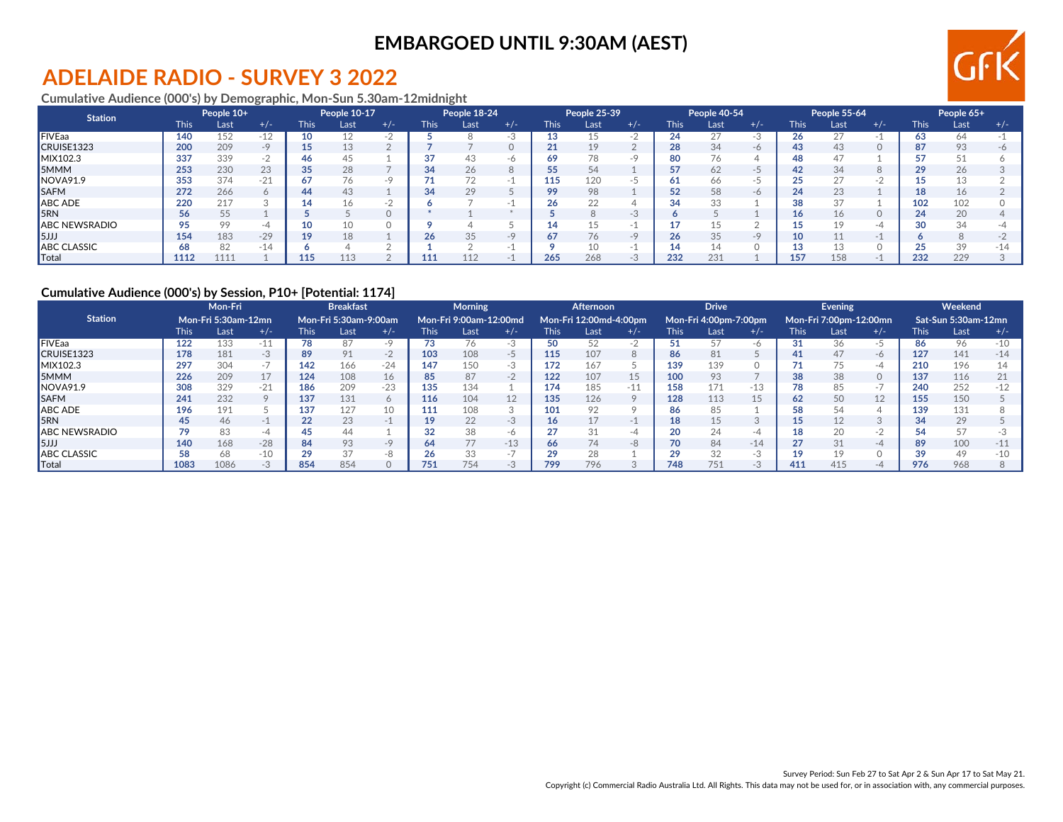**EMBARGOED UNTIL 9:30AM (AEST)**

# ADELAIDE RADIO - SURVEY 3 2022

### Cumulative Audience (000's) by Demographic, Mon-Sun 5.30am-12midnight

| Station | People 10+ | | | People 10-17 | | | People 18-24 | | | People 25-39 | | | People 40-54 | | | People 55-64 | | | People 65+ | | |
|---|---|---|---|---|---|---|---|---|---|---|---|---|---|---|---|---|---|---|---|---|---|
| | This | Last | +/- | This | Last | +/- | This | Last | +/- | This | Last | +/- | This | Last | +/- | This | Last | +/- | This | Last | +/- |
| FIVEaa | 140 | 152 | -12 | 10 | 12 | -2 | 5 | 8 | -3 | 13 | 15 | -2 | 24 | 27 | -3 | 26 | 27 | -1 | 63 | 64 | -1 |
| CRUISE1323 | 200 | 209 | -9 | 15 | 13 | 2 | 7 | 7 | 0 | 21 | 19 | 2 | 28 | 34 | -6 | 43 | 43 | 0 | 87 | 93 | -6 |
| MIX102.3 | 337 | 339 | -2 | 46 | 45 | 1 | 37 | 43 | -6 | 69 | 78 | -9 | 80 | 76 | 4 | 48 | 47 | 1 | 57 | 51 | 6 |
| 5MMM | 253 | 230 | 23 | 35 | 28 | 7 | 34 | 26 | 8 | 55 | 54 | 1 | 57 | 62 | -5 | 42 | 34 | 8 | 29 | 26 | 3 |
| NOVA91.9 | 353 | 374 | -21 | 67 | 76 | -9 | 71 | 72 | -1 | 115 | 120 | -5 | 61 | 66 | -5 | 25 | 27 | -2 | 15 | 13 | 2 |
| SAFM | 272 | 266 | 6 | 44 | 43 | 1 | 34 | 29 | 5 | 99 | 98 | 1 | 52 | 58 | -6 | 24 | 23 | 1 | 18 | 16 | 2 |
| ABC ADE | 220 | 217 | 3 | 14 | 16 | -2 | 6 | 7 | -1 | 26 | 22 | 4 | 34 | 33 | 1 | 38 | 37 | 1 | 102 | 102 | 0 |
| 5RN | 56 | 55 | 1 | 5 | 5 | 0 | * | 1 | * | 5 | 8 | -3 | 6 | 5 | 1 | 16 | 16 | 0 | 24 | 20 | 4 |
| ABC NEWSRADIO | 95 | 99 | -4 | 10 | 10 | 0 | 9 | 4 | 5 | 14 | 15 | -1 | 17 | 15 | 2 | 15 | 19 | -4 | 30 | 34 | -4 |
| 5JJJ | 154 | 183 | -29 | 19 | 18 | 1 | 26 | 35 | -9 | 67 | 76 | -9 | 26 | 35 | -9 | 10 | 11 | -1 | 6 | 8 | -2 |
| ABC CLASSIC | 68 | 82 | -14 | 6 | 4 | 2 | 1 | 2 | -1 | 9 | 10 | -1 | 14 | 14 | 0 | 13 | 13 | 0 | 25 | 39 | -14 |
| Total | 1112 | 1111 | 1 | 115 | 113 | 2 | 111 | 112 | -1 | 265 | 268 | -3 | 232 | 231 | 1 | 157 | 158 | -1 | 232 | 229 | 3 |

### Cumulative Audience (000's) by Session, P10+ [Potential: 1174]

| Station | Mon-Fri Mon-Fri 5:30am-12mn | | | Breakfast Mon-Fri 5:30am-9:00am | | | Morning Mon-Fri 9:00am-12:00md | | | Afternoon Mon-Fri 12:00md-4:00pm | | | Drive Mon-Fri 4:00pm-7:00pm | | | Evening Mon-Fri 7:00pm-12:00mn | | | Weekend Sat-Sun 5:30am-12mn | | |
|---|---|---|---|---|---|---|---|---|---|---|---|---|---|---|---|---|---|---|---|---|---|
| | This | Last | +/- | This | Last | +/- | This | Last | +/- | This | Last | +/- | This | Last | +/- | This | Last | +/- | This | Last | +/- |
| FIVEaa | 122 | 133 | -11 | 78 | 87 | -9 | 73 | 76 | -3 | 50 | 52 | -2 | 51 | 57 | -6 | 31 | 36 | -5 | 86 | 96 | -10 |
| CRUISE1323 | 178 | 181 | -3 | 89 | 91 | -2 | 103 | 108 | -5 | 115 | 107 | 8 | 86 | 81 | 5 | 41 | 47 | -6 | 127 | 141 | -14 |
| MIX102.3 | 297 | 304 | -7 | 142 | 166 | -24 | 147 | 150 | -3 | 172 | 167 | 5 | 139 | 139 | 0 | 71 | 75 | -4 | 210 | 196 | 14 |
| 5MMM | 226 | 209 | 17 | 124 | 108 | 16 | 85 | 87 | -2 | 122 | 107 | 15 | 100 | 93 | 7 | 38 | 38 | 0 | 137 | 116 | 21 |
| NOVA91.9 | 308 | 329 | -21 | 186 | 209 | -23 | 135 | 134 | 1 | 174 | 185 | -11 | 158 | 171 | -13 | 78 | 85 | -7 | 240 | 252 | -12 |
| SAFM | 241 | 232 | 9 | 137 | 131 | 6 | 116 | 104 | 12 | 135 | 126 | 9 | 128 | 113 | 15 | 62 | 50 | 12 | 155 | 150 | 5 |
| ABC ADE | 196 | 191 | 5 | 137 | 127 | 10 | 111 | 108 | 3 | 101 | 92 | 9 | 86 | 85 | 1 | 58 | 54 | 4 | 139 | 131 | 8 |
| 5RN | 45 | 46 | -1 | 22 | 23 | -1 | 19 | 22 | -3 | 16 | 17 | -1 | 18 | 15 | 3 | 15 | 12 | 3 | 34 | 29 | 5 |
| ABC NEWSRADIO | 79 | 83 | -4 | 45 | 44 | 1 | 32 | 38 | -6 | 27 | 31 | -4 | 20 | 24 | -4 | 18 | 20 | -2 | 54 | 57 | -3 |
| 5JJJ | 140 | 168 | -28 | 84 | 93 | -9 | 64 | 77 | -13 | 66 | 74 | -8 | 70 | 84 | -14 | 27 | 31 | -4 | 89 | 100 | -11 |
| ABC CLASSIC | 58 | 68 | -10 | 29 | 37 | -8 | 26 | 33 | -7 | 29 | 28 | 1 | 29 | 32 | -3 | 19 | 19 | 0 | 39 | 49 | -10 |
| Total | 1083 | 1086 | -3 | 854 | 854 | 0 | 751 | 754 | -3 | 799 | 796 | 3 | 748 | 751 | -3 | 411 | 415 | -4 | 976 | 968 | 8 |

Survey Period: Sun Feb 27 to Sat Apr 2 & Sun Apr 17 to Sat May 21.

Copyright (c) Commercial Radio Australia Ltd. All Rights. This data may not be used for, or in association with, any commercial purposes.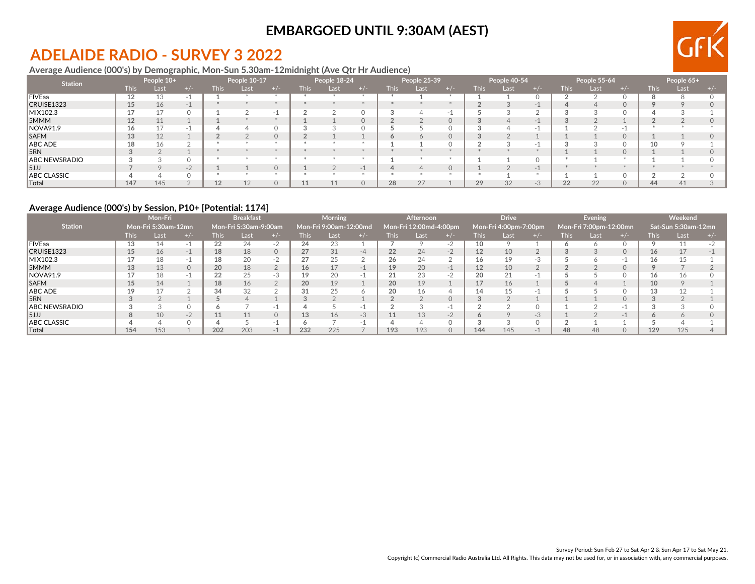# EMBARGOED UNTIL 9:30AM (AEST)

## ADELAIDE RADIO - SURVEY 3 2022

### Average Audience (000's) by Demographic, Mon-Sun 5.30am-12midnight (Ave Qtr Hr Audience)

| Station | People 10+ | | | People 10-17 | | | People 18-24 | | | People 25-39 | | | People 40-54 | | | People 55-64 | | | People 65+ | | |
|---|---|---|---|---|---|---|---|---|---|---|---|---|---|---|---|---|---|---|---|---|---|
| | This | Last | +/- | This | Last | +/- | This | Last | +/- | This | Last | +/- | This | Last | +/- | This | Last | +/- | This | Last | +/- |
| FIVEaa | 12 | 13 | -1 | 1 | * | * | * | * | * | * | 1 | * | 1 | 1 | 0 | 2 | 2 | 0 | 8 | 8 | 0 |
| CRUISE1323 | 15 | 16 | -1 | * | * | * | * | * | * | * | * | * | 2 | 3 | -1 | 4 | 4 | 0 | 9 | 9 | 0 |
| MIX102.3 | 17 | 17 | 0 | 1 | 2 | -1 | 2 | 2 | 0 | 3 | 4 | -1 | 5 | 3 | 2 | 3 | 3 | 0 | 4 | 3 | 1 |
| 5MMM | 12 | 11 | 1 | 1 | * | * | 1 | 1 | 0 | 2 | 2 | 0 | 3 | 4 | -1 | 3 | 2 | 1 | 2 | 2 | 0 |
| NOVA91.9 | 16 | 17 | -1 | 4 | 4 | 0 | 3 | 3 | 0 | 5 | 5 | 0 | 3 | 4 | -1 | 1 | 2 | -1 | * | * | * |
| SAFM | 13 | 12 | 1 | 2 | 2 | 0 | 2 | 1 | 1 | 6 | 6 | 0 | 3 | 2 | 1 | 1 | 1 | 0 | 1 | 1 | 0 |
| ABC ADE | 18 | 16 | 2 | * | * | * | * | * | * | 1 | 1 | 0 | 2 | 3 | -1 | 3 | 3 | 0 | 10 | 9 | 1 |
| 5RN | 3 | 2 | 1 | * | * | * | * | * | * | * | * | * | * | * | * | 1 | 1 | 0 | 1 | 1 | 0 |
| ABC NEWSRADIO | 3 | 3 | 0 | * | * | * | * | * | * | 1 | * | * | 1 | 1 | 0 | * | 1 | * | 1 | 1 | 0 |
| 5JJJ | 7 | 9 | -2 | 1 | 1 | 0 | 1 | 2 | -1 | 4 | 4 | 0 | 1 | 2 | -1 | * | * | * | * | * | * |
| ABC CLASSIC | 4 | 4 | 0 | * | * | * | * | * | * | * | * | * | * | 1 | * | 1 | 1 | 0 | 2 | 2 | 0 |
| Total | 147 | 145 | 2 | 12 | 12 | 0 | 11 | 11 | 0 | 28 | 27 | 1 | 29 | 32 | -3 | 22 | 22 | 0 | 44 | 41 | 3 |

### Average Audience (000's) by Session, P10+ [Potential: 1174]

| Station | Mon-Fri Mon-Fri 5:30am-12mn | | | Breakfast Mon-Fri 5:30am-9:00am | | | Morning Mon-Fri 9:00am-12:00md | | | Afternoon Mon-Fri 12:00md-4:00pm | | | Drive Mon-Fri 4:00pm-7:00pm | | | Evening Mon-Fri 7:00pm-12:00mn | | | Weekend Sat-Sun 5:30am-12mn | | |
|---|---|---|---|---|---|---|---|---|---|---|---|---|---|---|---|---|---|---|---|---|---|
| | This | Last | +/- | This | Last | +/- | This | Last | +/- | This | Last | +/- | This | Last | +/- | This | Last | +/- | This | Last | +/- |
| FIVEaa | 13 | 14 | -1 | 22 | 24 | -2 | 24 | 23 | 1 | 7 | 9 | -2 | 10 | 9 | 1 | 6 | 6 | 0 | 9 | 11 | -2 |
| CRUISE1323 | 15 | 16 | -1 | 18 | 18 | 0 | 27 | 31 | -4 | 22 | 24 | -2 | 12 | 10 | 2 | 3 | 3 | 0 | 16 | 17 | -1 |
| MIX102.3 | 17 | 18 | -1 | 18 | 20 | -2 | 27 | 25 | 2 | 26 | 24 | 2 | 16 | 19 | -3 | 5 | 6 | -1 | 16 | 15 | 1 |
| 5MMM | 13 | 13 | 0 | 20 | 18 | 2 | 16 | 17 | -1 | 19 | 20 | -1 | 12 | 10 | 2 | 2 | 2 | 0 | 9 | 7 | 2 |
| NOVA91.9 | 17 | 18 | -1 | 22 | 25 | -3 | 19 | 20 | -1 | 21 | 23 | -2 | 20 | 21 | -1 | 5 | 5 | 0 | 16 | 16 | 0 |
| SAFM | 15 | 14 | 1 | 18 | 16 | 2 | 20 | 19 | 1 | 20 | 19 | 1 | 17 | 16 | 1 | 5 | 4 | 1 | 10 | 9 | 1 |
| ABC ADE | 19 | 17 | 2 | 34 | 32 | 2 | 31 | 25 | 6 | 20 | 16 | 4 | 14 | 15 | -1 | 5 | 5 | 0 | 13 | 12 | 1 |
| 5RN | 3 | 2 | 1 | 5 | 4 | 1 | 3 | 2 | 1 | 2 | 2 | 0 | 3 | 2 | 1 | 1 | 1 | 0 | 3 | 2 | 1 |
| ABC NEWSRADIO | 3 | 3 | 0 | 6 | 7 | -1 | 4 | 5 | -1 | 2 | 3 | -1 | 2 | 2 | 0 | 1 | 2 | -1 | 3 | 3 | 0 |
| 5JJJ | 8 | 10 | -2 | 11 | 11 | 0 | 13 | 16 | -3 | 11 | 13 | -2 | 6 | 9 | -3 | 1 | 2 | -1 | 6 | 6 | 0 |
| ABC CLASSIC | 4 | 4 | 0 | 4 | 5 | -1 | 6 | 7 | -1 | 4 | 4 | 0 | 3 | 3 | 0 | 2 | 1 | 1 | 5 | 4 | 1 |
| Total | 154 | 153 | 1 | 202 | 203 | -1 | 232 | 225 | 7 | 193 | 193 | 0 | 144 | 145 | -1 | 48 | 48 | 0 | 129 | 125 | 4 |

Survey Period: Sun Feb 27 to Sat Apr 2 & Sun Apr 17 to Sat May 21.

Copyright (c) Commercial Radio Australia Ltd. All Rights. This data may not be used for, or in association with, any commercial purposes.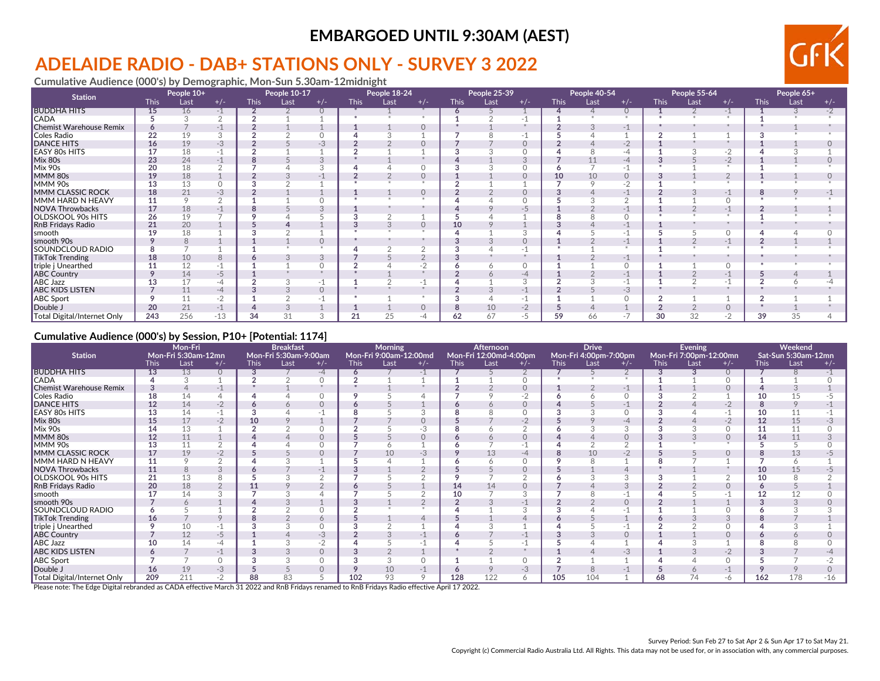**EMBARGOED UNTIL 9:30AM (AEST)**

# ADELAIDE RADIO - DAB+ STATIONS ONLY - SURVEY 3 2022

### Cumulative Audience (000's) by Demographic, Mon-Sun 5.30am-12midnight

| Station | People 10+ | | | People 10-17 | | | People 18-24 | | | People 25-39 | | | People 40-54 | | | People 55-64 | | | People 65+ | | |
|---|---|---|---|---|---|---|---|---|---|---|---|---|---|---|---|---|---|---|---|---|---|
| | This | Last | +/- | This | Last | +/- | This | Last | +/- | This | Last | +/- | This | Last | +/- | This | Last | +/- | This | Last | +/- |
| BUDDHA HITS | 15 | 16 | -1 | 2 | 2 | 0 | * | 1 | * | 6 | 5 | 1 | 4 | 4 | 0 | 1 | 2 | -1 | 1 | 3 | -2 |
| CADA | 5 | 3 | 2 | 2 | 1 | 1 | * | * | * | 1 | 2 | -1 | 1 | * | * | * | * | * | 1 | * | * |
| Chemist Warehouse Remix | 6 | 7 | -1 | 2 | 1 | 1 | 1 | 1 | 0 | * | 1 | * | 2 | 3 | -1 | * | * | * | * | 1 | * |
| Coles Radio | 22 | 19 | 3 | 2 | 2 | 0 | 4 | 3 | 1 | 7 | 8 | -1 | 5 | 4 | 1 | 2 | 1 | 1 | 3 | * | * |
| DANCE HITS | 16 | 19 | -3 | 2 | 5 | -3 | 2 | 2 | 0 | 7 | 7 | 0 | 2 | 4 | -2 | 1 | * | * | 1 | 1 | 0 |
| EASY 80s HITS | 17 | 18 | -1 | 2 | 1 | 1 | 2 | 1 | 1 | 3 | 3 | 0 | 4 | 8 | -4 | 1 | 3 | -2 | 4 | 3 | 1 |
| Mix 80s | 23 | 24 | -1 | 8 | 5 | 3 | * | 1 | * | 4 | 1 | 3 | 7 | 11 | -4 | 3 | 5 | -2 | 1 | 1 | 0 |
| Mix 90s | 20 | 18 | 2 | 7 | 4 | 3 | 4 | 4 | 0 | 3 | 3 | 0 | 6 | 7 | -1 | * | 1 | * | 1 | * | * |
| MMM 80s | 19 | 18 | 1 | 2 | 3 | -1 | 2 | 2 | 0 | 1 | 1 | 0 | 10 | 10 | 0 | 3 | 1 | 2 | 1 | 1 | 0 |
| MMM 90s | 13 | 13 | 0 | 3 | 2 | 1 | * | * | * | 2 | 1 | 1 | 7 | 9 | -2 | 1 | * | * | * | * | * |
| MMM CLASSIC ROCK | 18 | 21 | -3 | 2 | 1 | 1 | 1 | 1 | 0 | 2 | 2 | 0 | 3 | 4 | -1 | 2 | 3 | -1 | 8 | 9 | -1 |
| MMM HARD N HEAVY | 11 | 9 | 2 | 1 | 1 | 0 | * | * | * | 4 | 4 | 0 | 5 | 3 | 2 | 1 | 1 | 0 | * | * | * |
| NOVA Throwbacks | 17 | 18 | -1 | 8 | 5 | 3 | 1 | * | * | 4 | 9 | -5 | 1 | 2 | -1 | 1 | 2 | -1 | 2 | 1 | 1 |
| OLDSKOOL 90s HITS | 26 | 19 | 7 | 9 | 4 | 5 | 3 | 2 | 1 | 5 | 4 | 1 | 8 | 8 | 0 | * | * | * | 1 | * | * |
| RnB Fridays Radio | 21 | 20 | 1 | 5 | 4 | 1 | 3 | 3 | 0 | 10 | 9 | 1 | 3 | 4 | -1 | 1 | * | * | * | * | * |
| smooth | 19 | 18 | 1 | 3 | 2 | 1 | * | * | * | 4 | 1 | 3 | 4 | 5 | -1 | 5 | 5 | 0 | 4 | 4 | 0 |
| smooth 90s | 9 | 8 | 1 | 1 | 1 | 0 | * | * | * | 3 | 3 | 0 | 1 | 2 | -1 | 1 | 2 | -1 | 2 | 1 | 1 |
| SOUNDCLOUD RADIO | 8 | 7 | 1 | 1 | * | * | 4 | 2 | 2 | 3 | 4 | -1 | * | 1 | * | 1 | * | * | * | * | * |
| TikTok Trending | 18 | 10 | 8 | 6 | 3 | 3 | 7 | 5 | 2 | 3 | * | * | 1 | 2 | -1 | * | * | * | * | * | * |
| triple j Unearthed | 11 | 12 | -1 | 1 | 1 | 0 | 2 | 4 | -2 | 6 | 6 | 0 | 1 | 1 | 0 | 1 | 1 | 0 | * | * | * |
| ABC Country | 9 | 14 | -5 | 1 | * | * | * | 1 | * | 2 | 6 | -4 | 1 | 2 | -1 | 1 | 2 | -1 | 5 | 4 | 1 |
| ABC Jazz | 13 | 17 | -4 | 2 | 3 | -1 | 1 | 2 | -1 | 4 | 1 | 3 | 2 | 3 | -1 | 1 | 2 | -1 | 2 | 6 | -4 |
| ABC KIDS LISTEN | 7 | 11 | -4 | 3 | 3 | 0 | * | * | * | 2 | 3 | -1 | 2 | 5 | -3 | * | * | * | * | * | * |
| ABC Sport | 9 | 11 | -2 | 1 | 2 | -1 | * | 1 | * | 3 | 4 | -1 | 1 | 1 | 0 | 2 | 1 | 1 | 2 | 1 | 1 |
| Double J | 20 | 21 | -1 | 4 | 3 | 1 | 1 | 1 | 0 | 8 | 10 | -2 | 5 | 4 | 1 | 2 | 2 | 0 | * | 1 | * |
| Total Digital/Internet Only | 243 | 256 | -13 | 34 | 31 | 3 | 21 | 25 | -4 | 62 | 67 | -5 | 59 | 66 | -7 | 30 | 32 | -2 | 39 | 35 | 4 |

### Cumulative Audience (000's) by Session, P10+ [Potential: 1174]

| Station | Mon-Fri Mon-Fri 5:30am-12mn | | | Breakfast Mon-Fri 5:30am-9:00am | | | Morning Mon-Fri 9:00am-12:00md | | | Afternoon Mon-Fri 12:00md-4:00pm | | | Drive Mon-Fri 4:00pm-7:00pm | | | Evening Mon-Fri 7:00pm-12:00mn | | | Weekend Sat-Sun 5:30am-12mn | | |
|---|---|---|---|---|---|---|---|---|---|---|---|---|---|---|---|---|---|---|---|---|---|
| | This | Last | +/- | This | Last | +/- | This | Last | +/- | This | Last | +/- | This | Last | +/- | This | Last | +/- | This | Last | +/- |
| BUDDHA HITS | 13 | 13 | 0 | 3 | 7 | -4 | 6 | 7 | -1 | 7 | 5 | 2 | 7 | 5 | 2 | 3 | 3 | 0 | 7 | 8 | -1 |
| CADA | 4 | 3 | 1 | 2 | 2 | 0 | 2 | 1 | 1 | 1 | 1 | 0 | * | * | * | 1 | 1 | 0 | 1 | 1 | 0 |
| Chemist Warehouse Remix | 3 | 4 | -1 | * | 1 | * | * | 1 | * | 2 | 2 | 0 | 1 | 2 | -1 | 1 | 1 | 0 | 4 | 3 | 1 |
| Coles Radio | 18 | 14 | 4 | 4 | 4 | 0 | 9 | 5 | 4 | 7 | 9 | -2 | 6 | 6 | 0 | 3 | 2 | 1 | 10 | 15 | -5 |
| DANCE HITS | 12 | 14 | -2 | 6 | 6 | 0 | 6 | 5 | 1 | 6 | 6 | 0 | 4 | 5 | -1 | 2 | 4 | -2 | 8 | 9 | -1 |
| EASY 80s HITS | 13 | 14 | -1 | 3 | 4 | -1 | 8 | 5 | 3 | 8 | 8 | 0 | 3 | 3 | 0 | 3 | 4 | -1 | 10 | 11 | -1 |
| Mix 80s | 15 | 17 | -2 | 10 | 9 | 1 | 7 | 7 | 0 | 5 | 7 | -2 | 5 | 9 | -4 | 2 | 4 | -2 | 12 | 15 | -3 |
| Mix 90s | 14 | 13 | 1 | 2 | 2 | 0 | 2 | 5 | -3 | 8 | 6 | 2 | 6 | 3 | 3 | 3 | 3 | 0 | 11 | 11 | 0 |
| MMM 80s | 12 | 11 | 1 | 4 | 4 | 0 | 5 | 5 | 0 | 6 | 6 | 0 | 4 | 4 | 0 | 3 | 3 | 0 | 14 | 11 | 3 |
| MMM 90s | 13 | 11 | 2 | 4 | 4 | 0 | 7 | 6 | 1 | 6 | 7 | -1 | 4 | 2 | 2 | 1 | * | * | 5 | 5 | 0 |
| MMM CLASSIC ROCK | 17 | 19 | -2 | 5 | 5 | 0 | 7 | 10 | -3 | 9 | 13 | -4 | 8 | 10 | -2 | 5 | 5 | 0 | 8 | 13 | -5 |
| MMM HARD N HEAVY | 11 | 9 | 2 | 4 | 3 | 1 | 5 | 4 | 1 | 6 | 6 | 0 | 9 | 8 | 1 | 8 | 7 | 1 | 7 | 6 | 1 |
| NOVA Throwbacks | 11 | 8 | 3 | 6 | 7 | -1 | 3 | 1 | 2 | 5 | 5 | 0 | 5 | 1 | 4 | * | 1 | * | 10 | 15 | -5 |
| OLDSKOOL 90s HITS | 21 | 13 | 8 | 5 | 3 | 2 | 7 | 5 | 2 | 9 | 7 | 2 | 6 | 3 | 3 | 3 | 1 | 2 | 10 | 8 | 2 |
| RnB Fridays Radio | 20 | 18 | 2 | 11 | 9 | 2 | 6 | 5 | 1 | 14 | 14 | 0 | 7 | 4 | 3 | 2 | 2 | 0 | 6 | 5 | 1 |
| smooth | 17 | 14 | 3 | 7 | 3 | 4 | 7 | 5 | 2 | 10 | 7 | 3 | 7 | 8 | -1 | 4 | 5 | -1 | 12 | 12 | 0 |
| smooth 90s | 7 | 6 | 1 | 4 | 3 | 1 | 3 | 1 | 2 | 2 | 3 | -1 | 2 | 2 | 0 | 2 | 1 | 1 | 3 | 3 | 0 |
| SOUNDCLOUD RADIO | 6 | 5 | 1 | 2 | 2 | 0 | 2 | * | * | 4 | 1 | 3 | 3 | 4 | -1 | 1 | 1 | 0 | 6 | 3 | 3 |
| TikTok Trending | 16 | 7 | 9 | 8 | 2 | 6 | 5 | 1 | 4 | 5 | 1 | 4 | 6 | 5 | 1 | 6 | 3 | 3 | 8 | 7 | 1 |
| triple j Unearthed | 9 | 10 | -1 | 3 | 3 | 0 | 3 | 2 | 1 | 4 | 3 | 1 | 4 | 5 | -1 | 2 | 2 | 0 | 4 | 3 | 1 |
| ABC Country | 7 | 12 | -5 | 1 | 4 | -3 | 2 | 3 | -1 | 6 | 7 | -1 | 3 | 3 | 0 | 1 | 1 | 0 | 6 | 6 | 0 |
| ABC Jazz | 10 | 14 | -4 | 1 | 3 | -2 | 4 | 5 | -1 | 4 | 5 | -1 | 5 | 4 | 1 | 4 | 3 | 1 | 8 | 8 | 0 |
| ABC KIDS LISTEN | 6 | 7 | -1 | 3 | 3 | 0 | 3 | 2 | 1 | * | 2 | * | 1 | 4 | -3 | 1 | 3 | -2 | 3 | 7 | -4 |
| ABC Sport | 7 | 7 | 0 | 3 | 3 | 0 | 3 | 3 | 0 | 1 | 1 | 0 | 2 | 1 | 1 | 4 | 4 | 0 | 5 | 7 | -2 |
| Double J | 16 | 19 | -3 | 5 | 5 | 0 | 9 | 10 | -1 | 6 | 9 | -3 | 7 | 8 | -1 | 5 | 6 | -1 | 9 | 9 | 0 |
| Total Digital/Internet Only | 209 | 211 | -2 | 88 | 83 | 5 | 102 | 93 | 9 | 128 | 122 | 6 | 105 | 104 | 1 | 68 | 74 | -6 | 162 | 178 | -16 |

Please note: The Edge Digital rebranded as CADA effective March 31 2022 and RnB Fridays renamed to RnB Fridays Radio effective April 17 2022.

Survey Period: Sun Feb 27 to Sat Apr 2 & Sun Apr 17 to Sat May 21.

Copyright (c) Commercial Radio Australia Ltd. All Rights. This data may not be used for, or in association with, any commercial purposes.